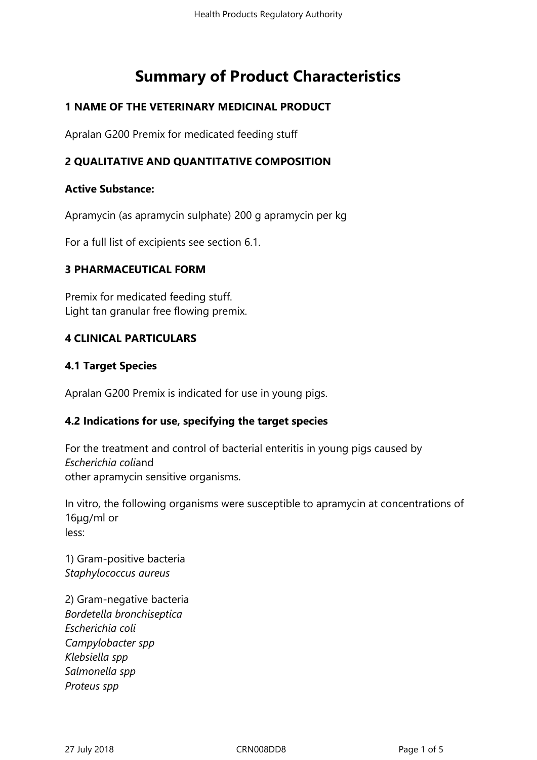# Summary of Product Characteristics

## 1 NAME OF THE VETERINARY MEDICINAL PRODUCT

Apralan G200 Premix for medicated feeding stuff

## 2 QUALITATIVE AND QUANTITATIVE COMPOSITION

**Active Substance:**

Apramycin (as apramycin sulphate) 200 g apramycin per kg

For a full list of excipients see section 6.1.

## 3 PHARMACEUTICAL FORM

Premix for medicated feeding stuff.
Light tan granular free flowing premix.

## 4 CLINICAL PARTICULARS

### 4.1 Target Species

Apralan G200 Premix is indicated for use in young pigs.

### 4.2 Indications for use, specifying the target species

For the treatment and control of bacterial enteritis in young pigs caused by *Escherichia coli*and
other apramycin sensitive organisms.

In vitro, the following organisms were susceptible to apramycin at concentrations of 16µg/ml or
less:

1) Gram-positive bacteria
*Staphylococcus aureus*

2) Gram-negative bacteria
*Bordetella bronchiseptica*
*Escherichia coli*
*Campylobacter spp*
*Klebsiella spp*
*Salmonella spp*
*Proteus spp*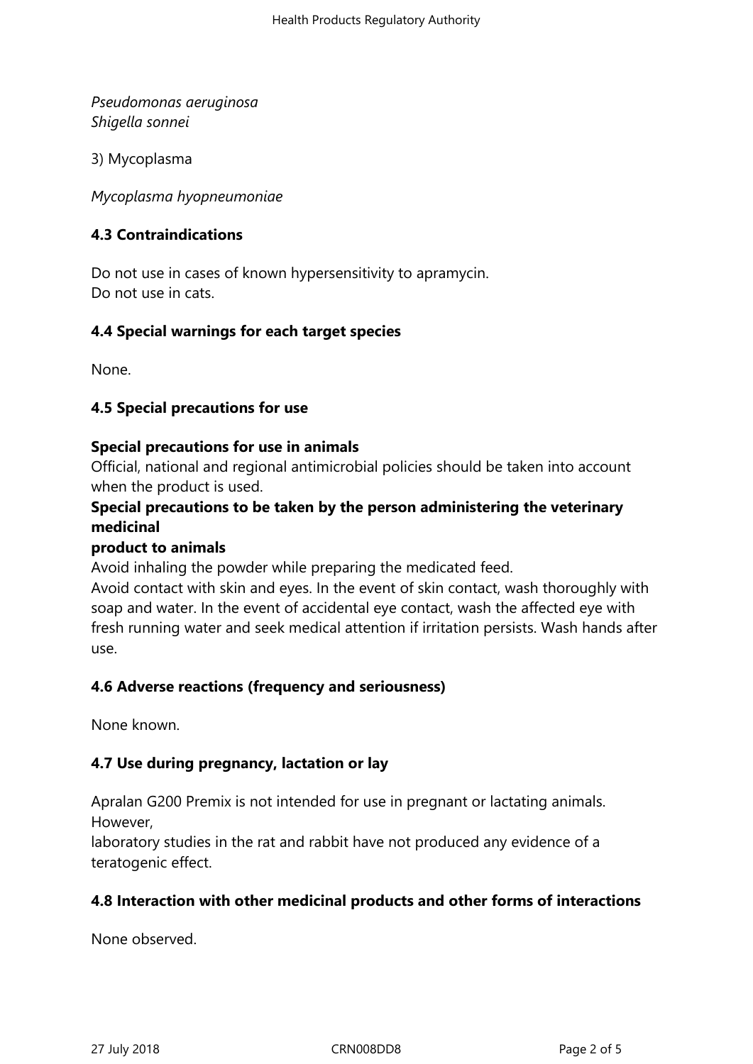*Pseudomonas aeruginosa*
*Shigella sonnei*

3) Mycoplasma

*Mycoplasma hyopneumoniae*

### 4.3 Contraindications

Do not use in cases of known hypersensitivity to apramycin.
Do not use in cats.

### 4.4 Special warnings for each target species

None.

### 4.5 Special precautions for use

**Special precautions for use in animals**
Official, national and regional antimicrobial policies should be taken into account when the product is used.

**Special precautions to be taken by the person administering the veterinary medicinal product to animals**
Avoid inhaling the powder while preparing the medicated feed.
Avoid contact with skin and eyes. In the event of skin contact, wash thoroughly with soap and water. In the event of accidental eye contact, wash the affected eye with fresh running water and seek medical attention if irritation persists. Wash hands after use.

### 4.6 Adverse reactions (frequency and seriousness)

None known.

### 4.7 Use during pregnancy, lactation or lay

Apralan G200 Premix is not intended for use in pregnant or lactating animals. However, laboratory studies in the rat and rabbit have not produced any evidence of a teratogenic effect.

### 4.8 Interaction with other medicinal products and other forms of interactions

None observed.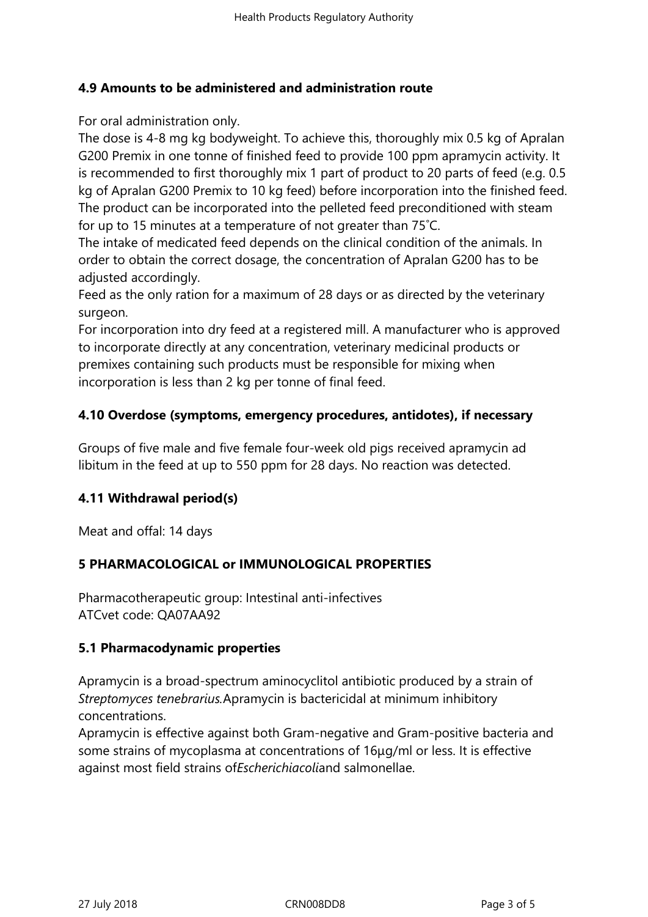### 4.9 Amounts to be administered and administration route

For oral administration only.
The dose is 4-8 mg kg bodyweight. To achieve this, thoroughly mix 0.5 kg of Apralan G200 Premix in one tonne of finished feed to provide 100 ppm apramycin activity. It is recommended to first thoroughly mix 1 part of product to 20 parts of feed (e.g. 0.5 kg of Apralan G200 Premix to 10 kg feed) before incorporation into the finished feed. The product can be incorporated into the pelleted feed preconditioned with steam for up to 15 minutes at a temperature of not greater than 75˚C.
The intake of medicated feed depends on the clinical condition of the animals. In order to obtain the correct dosage, the concentration of Apralan G200 has to be adjusted accordingly.
Feed as the only ration for a maximum of 28 days or as directed by the veterinary surgeon.
For incorporation into dry feed at a registered mill. A manufacturer who is approved to incorporate directly at any concentration, veterinary medicinal products or premixes containing such products must be responsible for mixing when incorporation is less than 2 kg per tonne of final feed.

### 4.10 Overdose (symptoms, emergency procedures, antidotes), if necessary

Groups of five male and five female four-week old pigs received apramycin ad libitum in the feed at up to 550 ppm for 28 days. No reaction was detected.

### 4.11 Withdrawal period(s)

Meat and offal: 14 days

## 5 PHARMACOLOGICAL or IMMUNOLOGICAL PROPERTIES

Pharmacotherapeutic group: Intestinal anti-infectives
ATCvet code: QA07AA92

### 5.1 Pharmacodynamic properties

Apramycin is a broad-spectrum aminocyclitol antibiotic produced by a strain of *Streptomyces tenebrarius.*Apramycin is bactericidal at minimum inhibitory concentrations.
Apramycin is effective against both Gram-negative and Gram-positive bacteria and some strains of mycoplasma at concentrations of 16µg/ml or less. It is effective against most field strains of*Escherichiacoli*and salmonellae.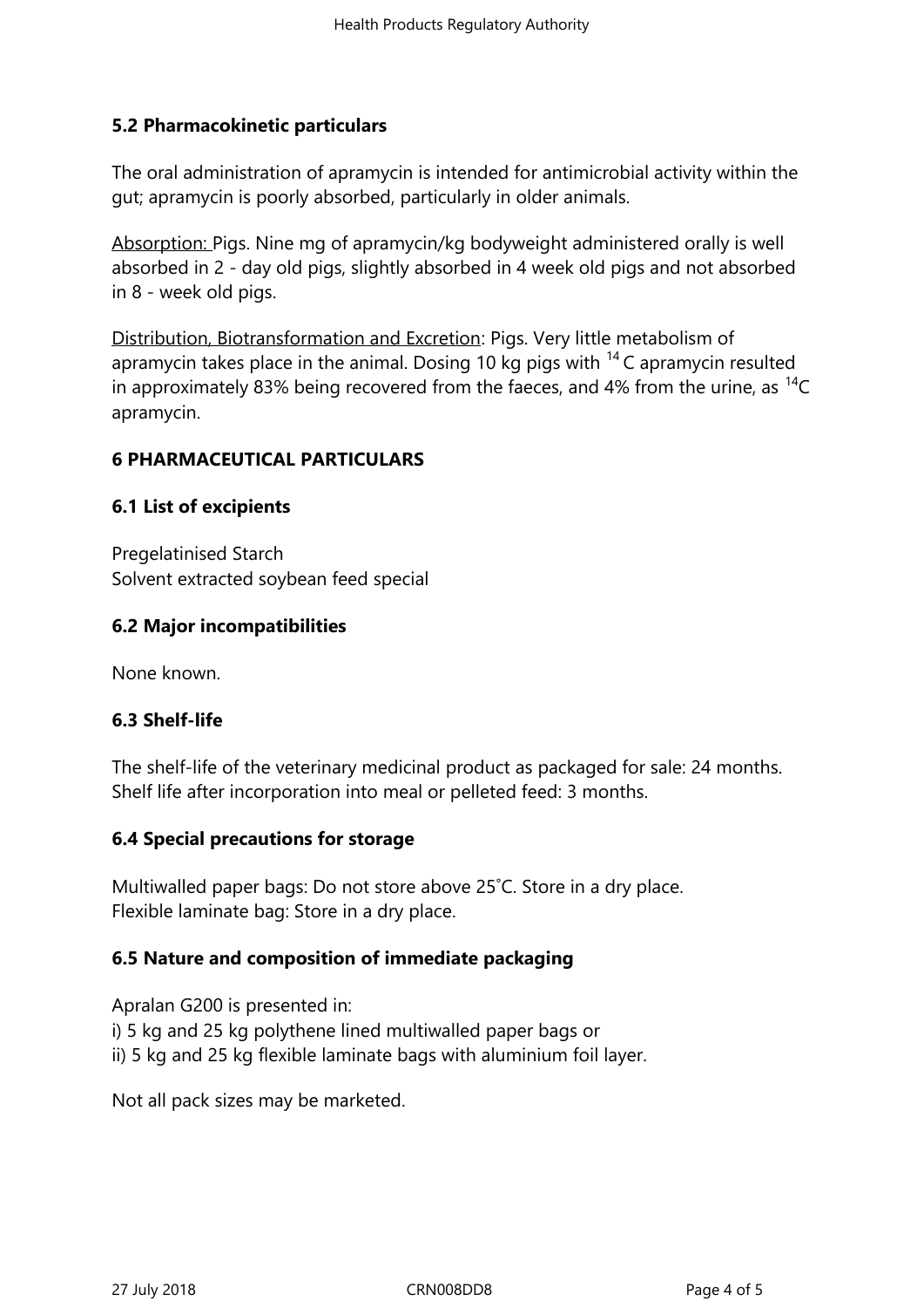## 5.2 Pharmacokinetic particulars

The oral administration of apramycin is intended for antimicrobial activity within the gut; apramycin is poorly absorbed, particularly in older animals.

Absorption: Pigs. Nine mg of apramycin/kg bodyweight administered orally is well absorbed in 2 - day old pigs, slightly absorbed in 4 week old pigs and not absorbed in 8 - week old pigs.

Distribution, Biotransformation and Excretion: Pigs. Very little metabolism of apramycin takes place in the animal. Dosing 10 kg pigs with $^{14}C$ apramycin resulted in approximately 83% being recovered from the faeces, and 4% from the urine, as $^{14}C$ apramycin.

## 6 PHARMACEUTICAL PARTICULARS

### 6.1 List of excipients

Pregelatinised Starch
Solvent extracted soybean feed special

### 6.2 Major incompatibilities

None known.

### 6.3 Shelf-life

The shelf-life of the veterinary medicinal product as packaged for sale: 24 months.
Shelf life after incorporation into meal or pelleted feed: 3 months.

### 6.4 Special precautions for storage

Multiwalled paper bags: Do not store above 25˚C. Store in a dry place.
Flexible laminate bag: Store in a dry place.

### 6.5 Nature and composition of immediate packaging

Apralan G200 is presented in:
i) 5 kg and 25 kg polythene lined multiwalled paper bags or
ii) 5 kg and 25 kg flexible laminate bags with aluminium foil layer.

Not all pack sizes may be marketed.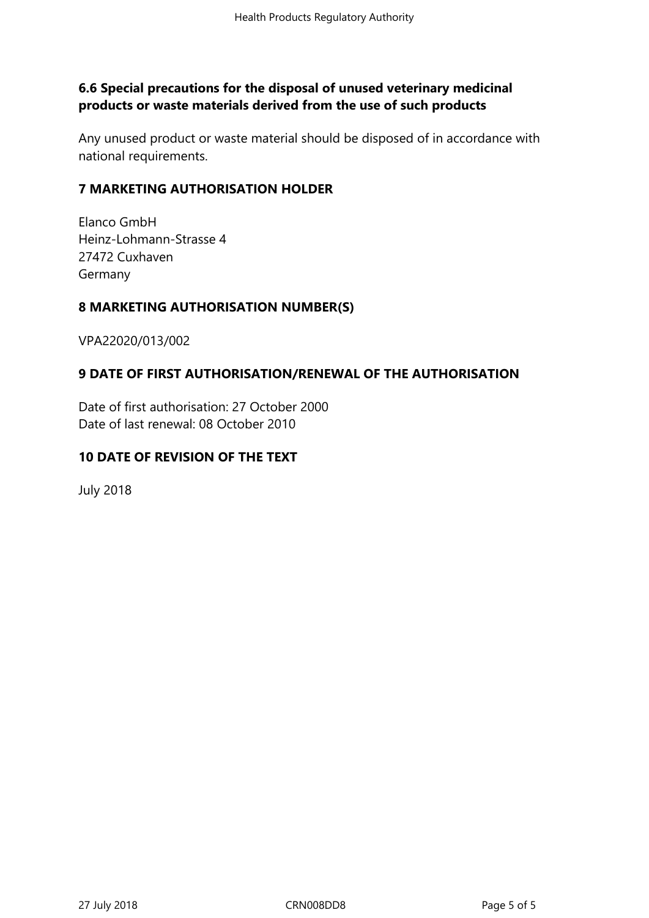## 6.6 Special precautions for the disposal of unused veterinary medicinal products or waste materials derived from the use of such products

Any unused product or waste material should be disposed of in accordance with national requirements.

## 7 MARKETING AUTHORISATION HOLDER

Elanco GmbH
Heinz-Lohmann-Strasse 4
27472 Cuxhaven
Germany

## 8 MARKETING AUTHORISATION NUMBER(S)

VPA22020/013/002

## 9 DATE OF FIRST AUTHORISATION/RENEWAL OF THE AUTHORISATION

Date of first authorisation: 27 October 2000
Date of last renewal: 08 October 2010

## 10 DATE OF REVISION OF THE TEXT

July 2018